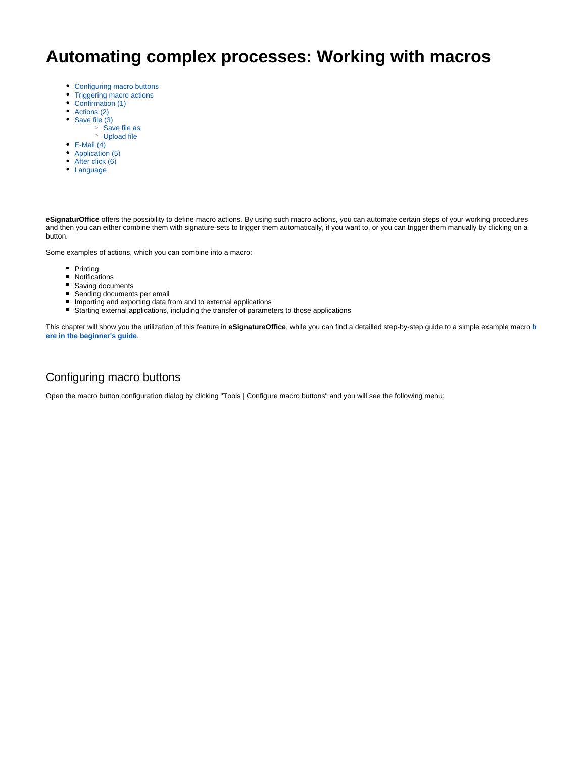# Automating complex processes: Working with macros

- Configuring macro buttons
- Triggering macro actions
- Confirmation (1)
- Actions (2)
- Save file (3)
  - Save file as
  - Upload file
- E-Mail (4)
- Application (5)
- After click (6)
- Language

**eSignaturOffice** offers the possibility to define macro actions. By using such macro actions, you can automate certain steps of your working procedures and then you can either combine them with signature-sets to trigger them automatically, if you want to, or you can trigger them manually by clicking on a button.

Some examples of actions, which you can combine into a macro:

- Printing
- Notifications
- Saving documents
- Sending documents per email
- Importing and exporting data from and to external applications
- Starting external applications, including the transfer of parameters to those applications

This chapter will show you the utilization of this feature in **eSignatureOffice**, while you can find a detailled step-by-step guide to a simple example macro **here in the beginner's guide**.

## Configuring macro buttons

Open the macro button configuration dialog by clicking "Tools | Configure macro buttons" and you will see the following menu: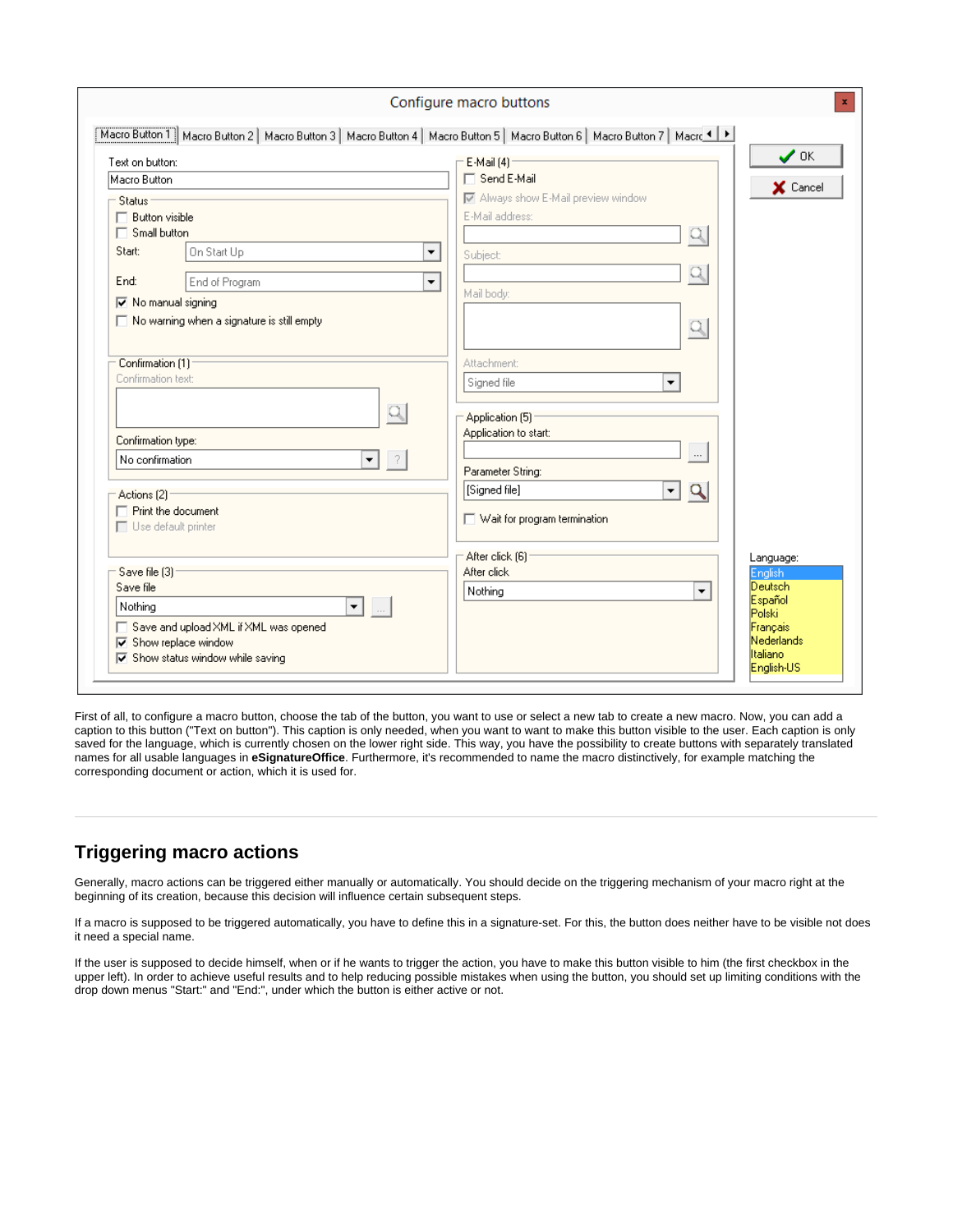First of all, to configure a macro button, choose the tab of the button, you want to use or select a new tab to create a new macro. Now, you can add a caption to this button ("Text on button"). This caption is only needed, when you want to want to make this button visible to the user. Each caption is only saved for the language, which is currently chosen on the lower right side. This way, you have the possibility to create buttons with separately translated names for all usable languages in **eSignatureOffice**. Furthermore, it's recommended to name the macro distinctively, for example matching the corresponding document or action, which it is used for.

---

## Triggering macro actions

Generally, macro actions can be triggered either manually or automatically. You should decide on the triggering mechanism of your macro right at the beginning of its creation, because this decision will influence certain subsequent steps.

If a macro is supposed to be triggered automatically, you have to define this in a signature-set. For this, the button does neither have to be visible not does it need a special name.

If the user is supposed to decide himself, when or if he wants to trigger the action, you have to make this button visible to him (the first checkbox in the upper left). In order to achieve useful results and to help reducing possible mistakes when using the button, you should set up limiting conditions with the drop down menus "Start:" and "End:", under which the button is either active or not.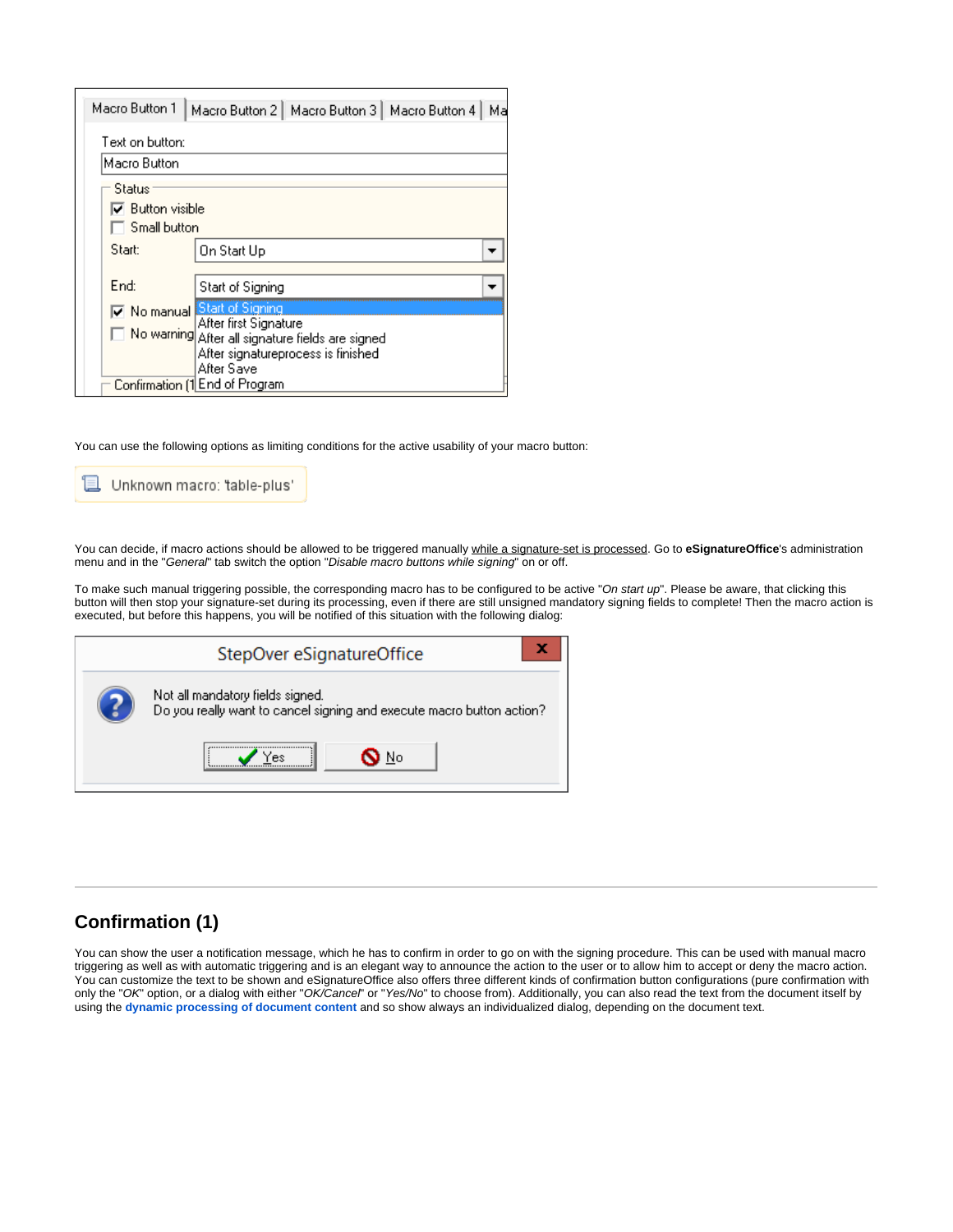You can use the following options as limiting conditions for the active usability of your macro button:

Unknown macro: 'table-plus'

You can decide, if macro actions should be allowed to be triggered manually while a signature-set is processed. Go to **eSignatureOffice**'s administration menu and in the "*General*" tab switch the option "*Disable macro buttons while signing*" on or off.

To make such manual triggering possible, the corresponding macro has to be configured to be active "*On start up*". Please be aware, that clicking this button will then stop your signature-set during its processing, even if there are still unsigned mandatory signing fields to complete! Then the macro action is executed, but before this happens, you will be notified of this situation with the following dialog:

## Confirmation (1)

You can show the user a notification message, which he has to confirm in order to go on with the signing procedure. This can be used with manual macro triggering as well as with automatic triggering and is an elegant way to announce the action to the user or to allow him to accept or deny the macro action. You can customize the text to be shown and eSignatureOffice also offers three different kinds of confirmation button configurations (pure confirmation with only the "*OK*" option, or a dialog with either "*OK/Cancel*" or "*Yes/No*" to choose from). Additionally, you can also read the text from the document itself by using the **dynamic processing of document content** and so show always an individualized dialog, depending on the document text.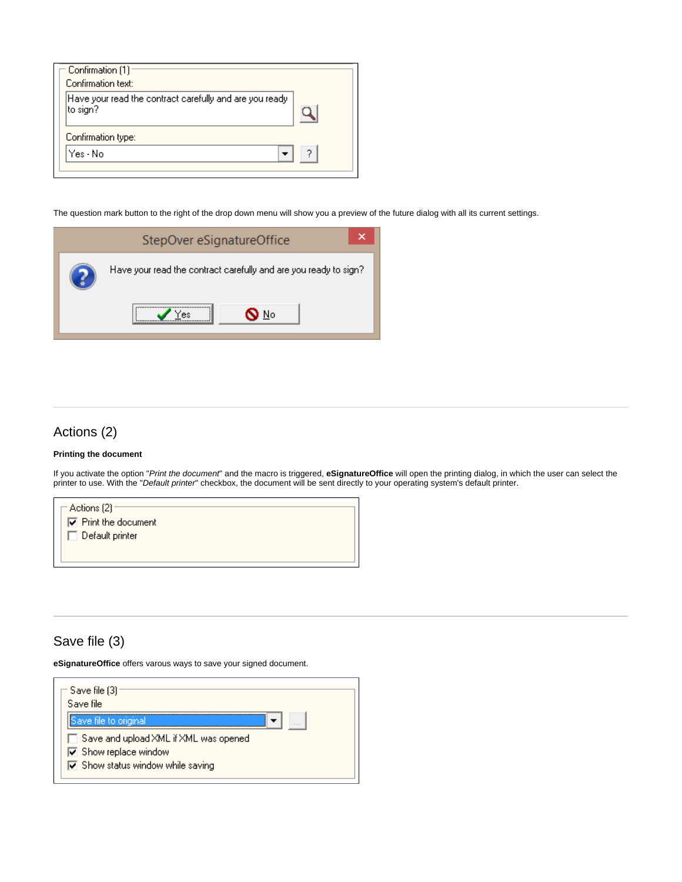The question mark button to the right of the drop down menu will show you a preview of the future dialog with all its current settings.

## Actions (2)

**Printing the document**

If you activate the option "*Print the document*" and the macro is triggered, **eSignatureOffice** will open the printing dialog, in which the user can select the printer to use. With the "*Default printer*" checkbox, the document will be sent directly to your operating system's default printer.

## Save file (3)

**eSignatureOffice** offers varous ways to save your signed document.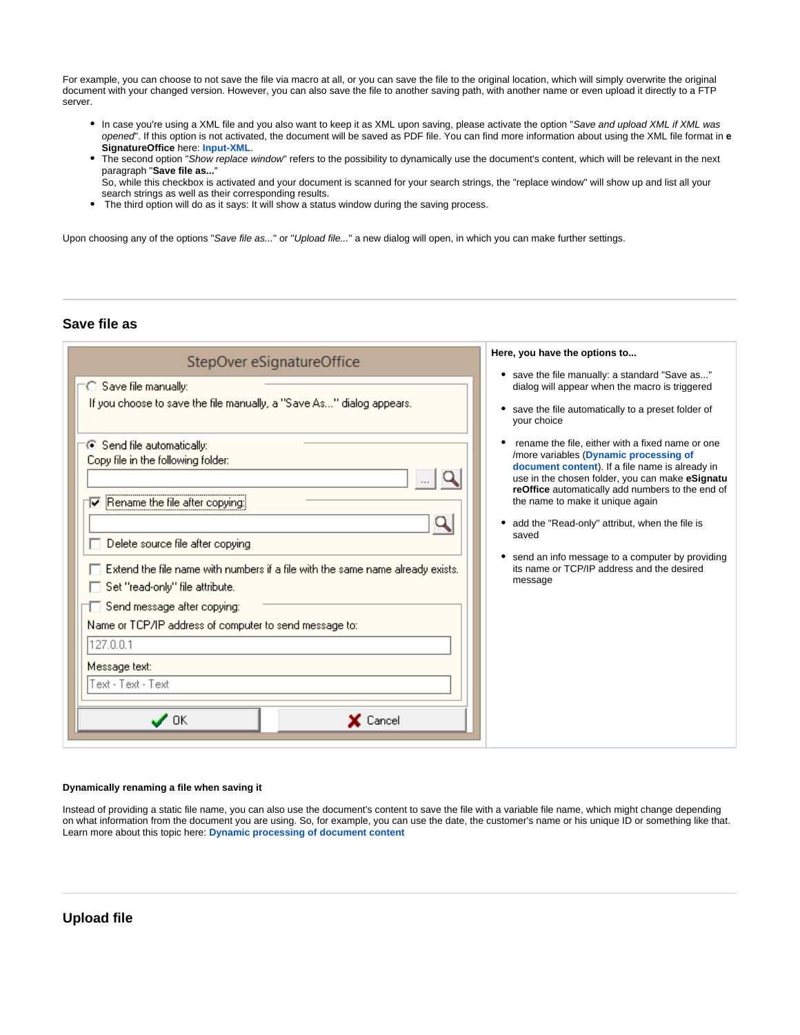For example, you can choose to not save the file via macro at all, or you can save the file to the original location, which will simply overwrite the original document with your changed version. However, you can also save the file to another saving path, with another name or even upload it directly to a FTP server.

- In case you're using a XML file and you also want to keep it as XML upon saving, please activate the option "*Save and upload XML if XML was opened*". If this option is not activated, the document will be saved as PDF file. You can find more information about using the XML file format in **e SignatureOffice** here: **Input-XML**.
- The second option "*Show replace window*" refers to the possibility to dynamically use the document's content, which will be relevant in the next paragraph "**Save file as...**"
  So, while this checkbox is activated and your document is scanned for your search strings, the "replace window" will show up and list all your search strings as well as their corresponding results.
- The third option will do as it says: It will show a status window during the saving process.

Upon choosing any of the options "*Save file as...*" or "*Upload file...*" a new dialog will open, in which you can make further settings.

## Save file as

**Here, you have the options to...**

- save the file manually: a standard "Save as..." dialog will appear when the macro is triggered
- save the file automatically to a preset folder of your choice
- rename the file, either with a fixed name or one /more variables (**Dynamic processing of document content**). If a file name is already in use in the chosen folder, you can make **eSignatureOffice** automatically add numbers to the end of the name to make it unique again
- add the "Read-only" attribut, when the file is saved
- send an info message to a computer by providing its name or TCP/IP address and the desired message

#### Dynamically renaming a file when saving it

Instead of providing a static file name, you can also use the document's content to save the file with a variable file name, which might change depending on what information from the document you are using. So, for example, you can use the date, the customer's name or his unique ID or something like that. Learn more about this topic here: **Dynamic processing of document content**

## Upload file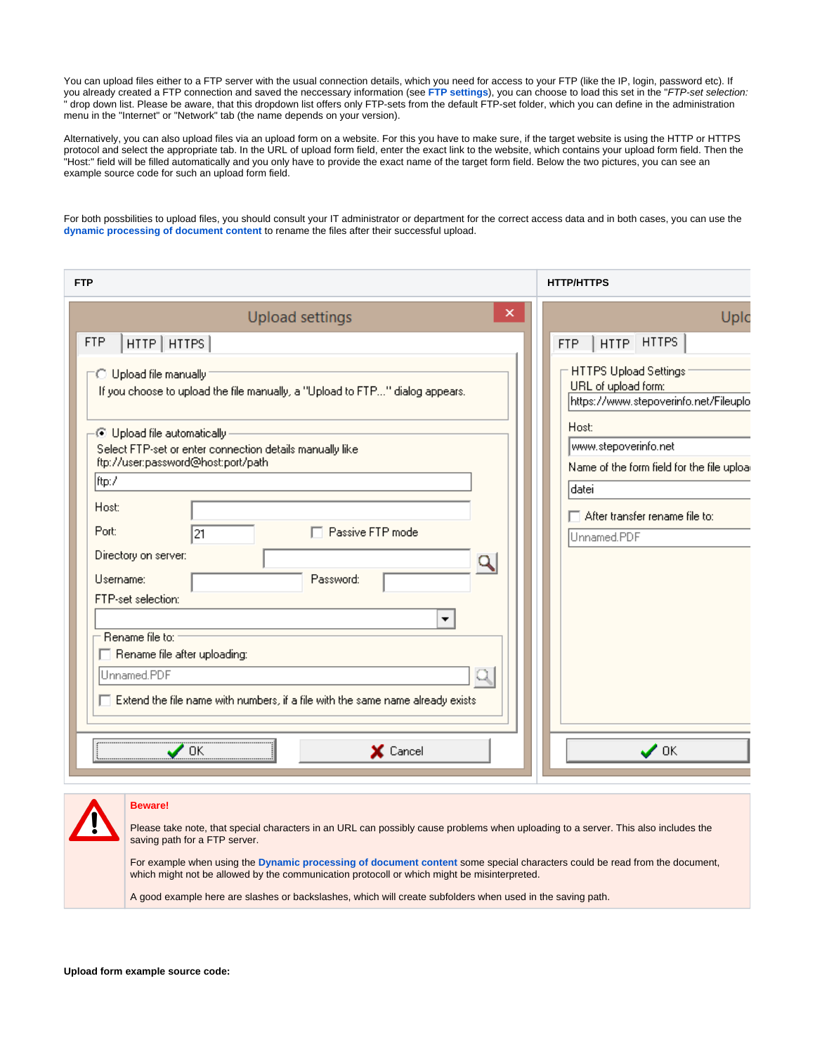You can upload files either to a FTP server with the usual connection details, which you need for access to your FTP (like the IP, login, password etc). If you already created a FTP connection and saved the neccessary information (see **FTP settings**), you can choose to load this set in the "*FTP-set selection:*" drop down list. Please be aware, that this dropdown list offers only FTP-sets from the default FTP-set folder, which you can define in the administration menu in the "Internet" or "Network" tab (the name depends on your version).

Alternatively, you can also upload files via an upload form on a website. For this you have to make sure, if the target website is using the HTTP or HTTPS protocol and select the appropriate tab. In the URL of upload form field, enter the exact link to the website, which contains your upload form field. Then the "Host:" field will be filled automatically and you only have to provide the exact name of the target form field. Below the two pictures, you can see an example source code for such an upload form field.

For both possbilities to upload files, you should consult your IT administrator or department for the correct access data and in both cases, you can use the **dynamic processing of document content** to rename the files after their successful upload.

| FTP | HTTP/HTTPS |
|---|---|
| | |

**Beware!**

Please take note, that special characters in an URL can possibly cause problems when uploading to a server. This also includes the saving path for a FTP server.

For example when using the **Dynamic processing of document content** some special characters could be read from the document, which might not be allowed by the communication protocoll or which might be misinterpreted.

A good example here are slashes or backslashes, which will create subfolders when used in the saving path.

**Upload form example source code:**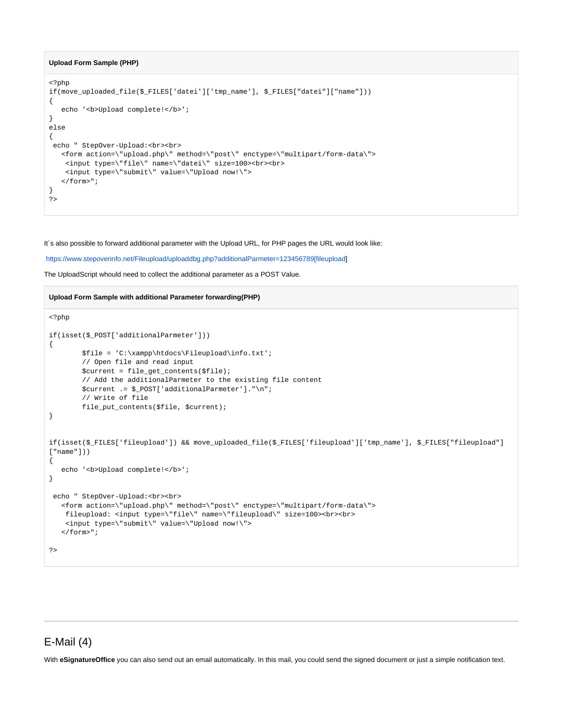**Upload Form Sample (PHP)**

```
<?php
if(move_uploaded_file($_FILES['datei']['tmp_name'], $_FILES["datei"]["name"]))
{
   echo '<b>Upload complete!</b>';
}
else
{
 echo " StepOver-Upload:<br><br>
   <form action=\"upload.php\" method=\"post\" enctype=\"multipart/form-data\">
    <input type=\"file\" name=\"datei\" size=100><br><br>
    <input type=\"submit\" value=\"Upload now!\">
   </form>";
}
?>
```

It´s also possible to forward additional parameter with the Upload URL, for PHP pages the URL would look like:

https://www.stepoverinfo.net/Fileupload/uploaddbg.php?additionalParmeter=123456789[fileupload]

The UploadScript whould need to collect the additional parameter as a POST Value.

**Upload Form Sample with additional Parameter forwarding(PHP)**

```
<?php

if(isset($_POST['additionalParmeter']))
{
        $file = 'C:\xampp\htdocs\Fileupload\info.txt';
        // Open file and read input
        $current = file_get_contents($file);
        // Add the additionalParmeter to the existing file content
        $current .= $_POST['additionalParmeter']."\n";
        // Write of file
        file_put_contents($file, $current);
}


if(isset($_FILES['fileupload']) && move_uploaded_file($_FILES['fileupload']['tmp_name'], $_FILES["fileupload"]["name"]))
{
   echo '<b>Upload complete!</b>';
}

 echo " StepOver-Upload:<br><br>
   <form action=\"upload.php\" method=\"post\" enctype=\"multipart/form-data\">
    fileupload: <input type=\"file\" name=\"fileupload\" size=100><br><br>
    <input type=\"submit\" value=\"Upload now!\">
   </form>";

?>
```

## E-Mail (4)

With **eSignatureOffice** you can also send out an email automatically. In this mail, you could send the signed document or just a simple notification text.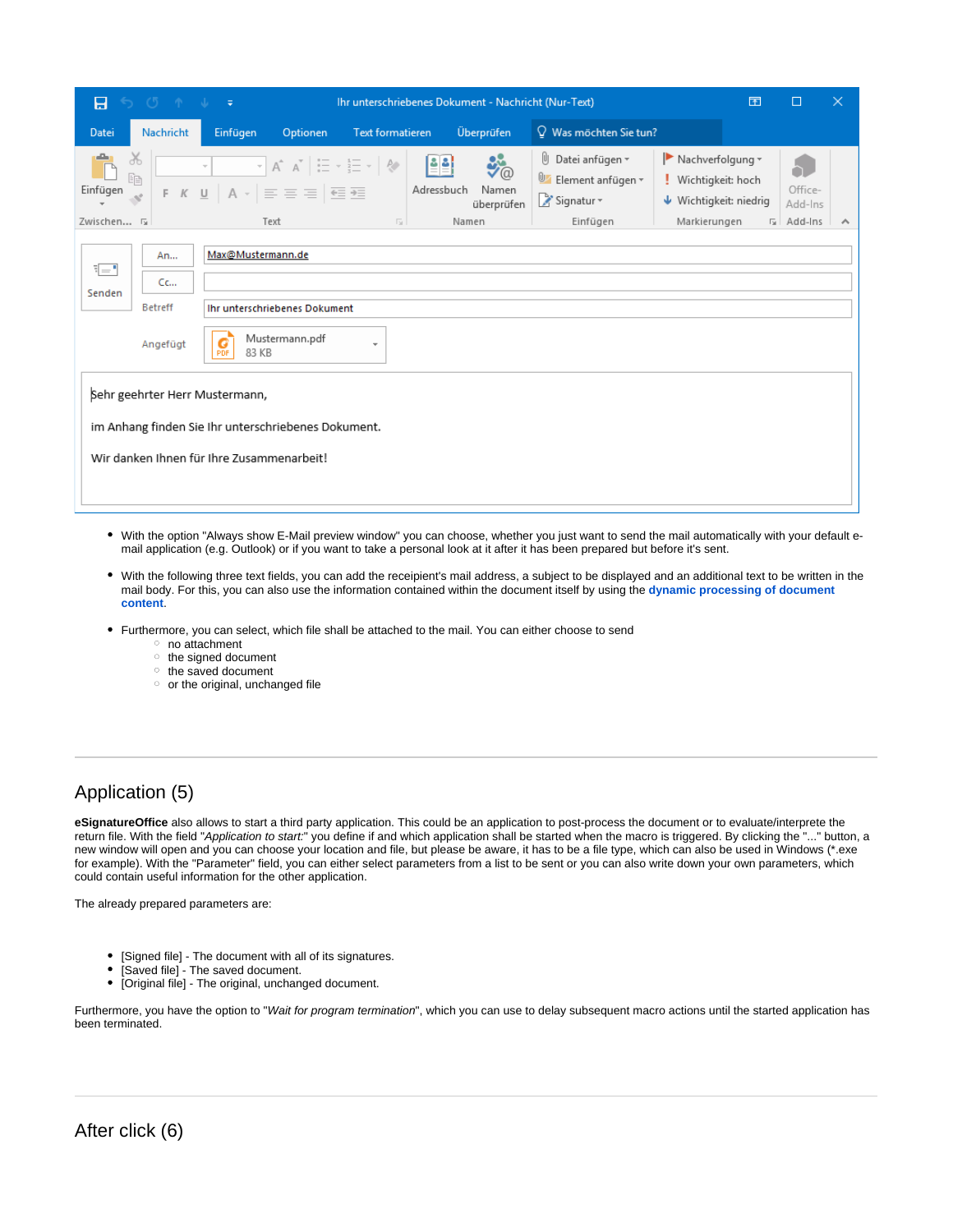- With the option "Always show E-Mail preview window" you can choose, whether you just want to send the mail automatically with your default e-mail application (e.g. Outlook) or if you want to take a personal look at it after it has been prepared but before it's sent.

- With the following three text fields, you can add the receipient's mail address, a subject to be displayed and an additional text to be written in the mail body. For this, you can also use the information contained within the document itself by using the **dynamic processing of document content**.

- Furthermore, you can select, which file shall be attached to the mail. You can either choose to send
  - no attachment
  - the signed document
  - the saved document
  - or the original, unchanged file

## Application (5)

**eSignatureOffice** also allows to start a third party application. This could be an application to post-process the document or to evaluate/interprete the return file. With the field "*Application to start:*" you define if and which application shall be started when the macro is triggered. By clicking the "..." button, a new window will open and you can choose your location and file, but please be aware, it has to be a file type, which can also be used in Windows (*.exe for example). With the "Parameter" field, you can either select parameters from a list to be sent or you can also write down your own parameters, which could contain useful information for the other application.

The already prepared parameters are:

- [Signed file] - The document with all of its signatures.
- [Saved file] - The saved document.
- [Original file] - The original, unchanged document.

Furthermore, you have the option to "*Wait for program termination*", which you can use to delay subsequent macro actions until the started application has been terminated.

## After click (6)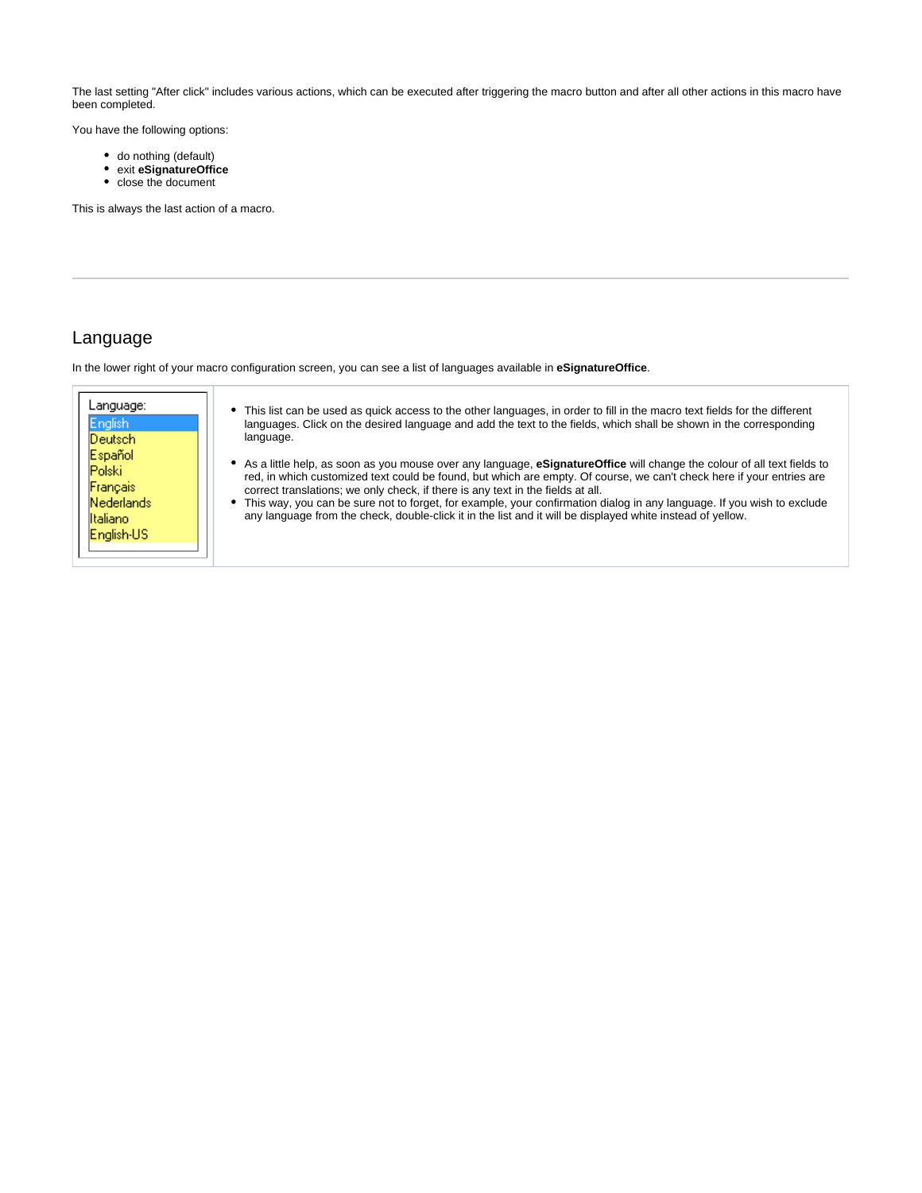The last setting "After click" includes various actions, which can be executed after triggering the macro button and after all other actions in this macro have been completed.

You have the following options:

- do nothing (default)
- exit **eSignatureOffice**
- close the document

This is always the last action of a macro.

---

## Language

In the lower right of your macro configuration screen, you can see a list of languages available in **eSignatureOffice**.

| | |
|---|---|
| Language:<br>English<br>Deutsch<br>Español<br>Polski<br>Français<br>Nederlands<br>Italiano<br>English-US | • This list can be used as quick access to the other languages, in order to fill in the macro text fields for the different languages. Click on the desired language and add the text to the fields, which shall be shown in the corresponding language.<br>• As a little help, as soon as you mouse over any language, **eSignatureOffice** will change the colour of all text fields to red, in which customized text could be found, but which are empty. Of course, we can't check here if your entries are correct translations; we only check, if there is any text in the fields at all.<br>• This way, you can be sure not to forget, for example, your confirmation dialog in any language. If you wish to exclude any language from the check, double-click it in the list and it will be displayed white instead of yellow. |